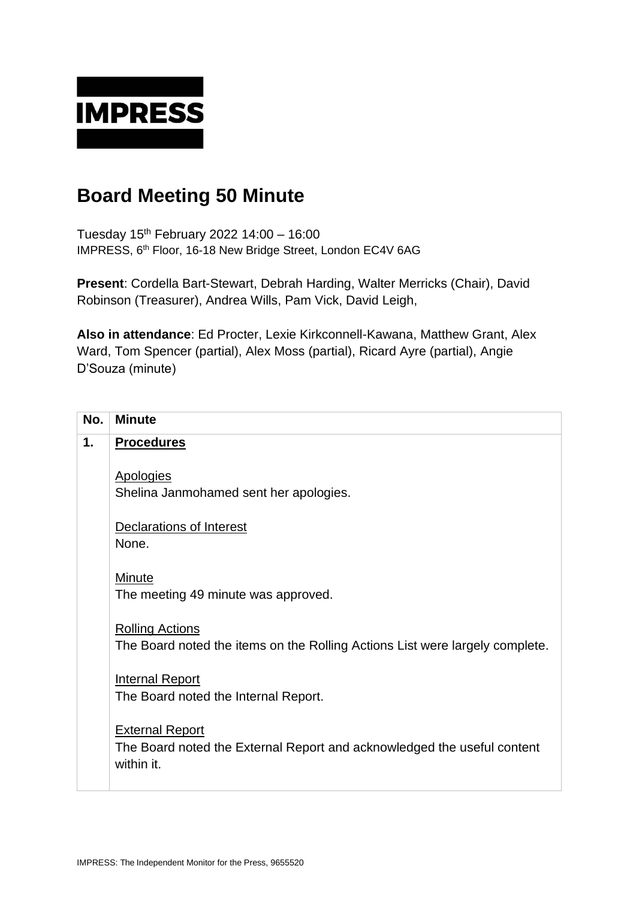**IMPRESS**

# Board Meeting 50 Minute

Tuesday 15th February 2022 14:00 – 16:00
IMPRESS, 6th Floor, 16-18 New Bridge Street, London EC4V 6AG

**Present**: Cordella Bart-Stewart, Debrah Harding, Walter Merricks (Chair), David Robinson (Treasurer), Andrea Wills, Pam Vick, David Leigh,

**Also in attendance**: Ed Procter, Lexie Kirkconnell-Kawana, Matthew Grant, Alex Ward, Tom Spencer (partial), Alex Moss (partial), Ricard Ayre (partial), Angie D'Souza (minute)

| No. | Minute |
|---|---|
| **1.** | **Procedures**<br><br>Apologies<br>Shelina Janmohamed sent her apologies.<br><br>Declarations of Interest<br>None.<br><br>Minute<br>The meeting 49 minute was approved.<br><br>Rolling Actions<br>The Board noted the items on the Rolling Actions List were largely complete.<br><br>Internal Report<br>The Board noted the Internal Report.<br><br>External Report<br>The Board noted the External Report and acknowledged the useful content within it. |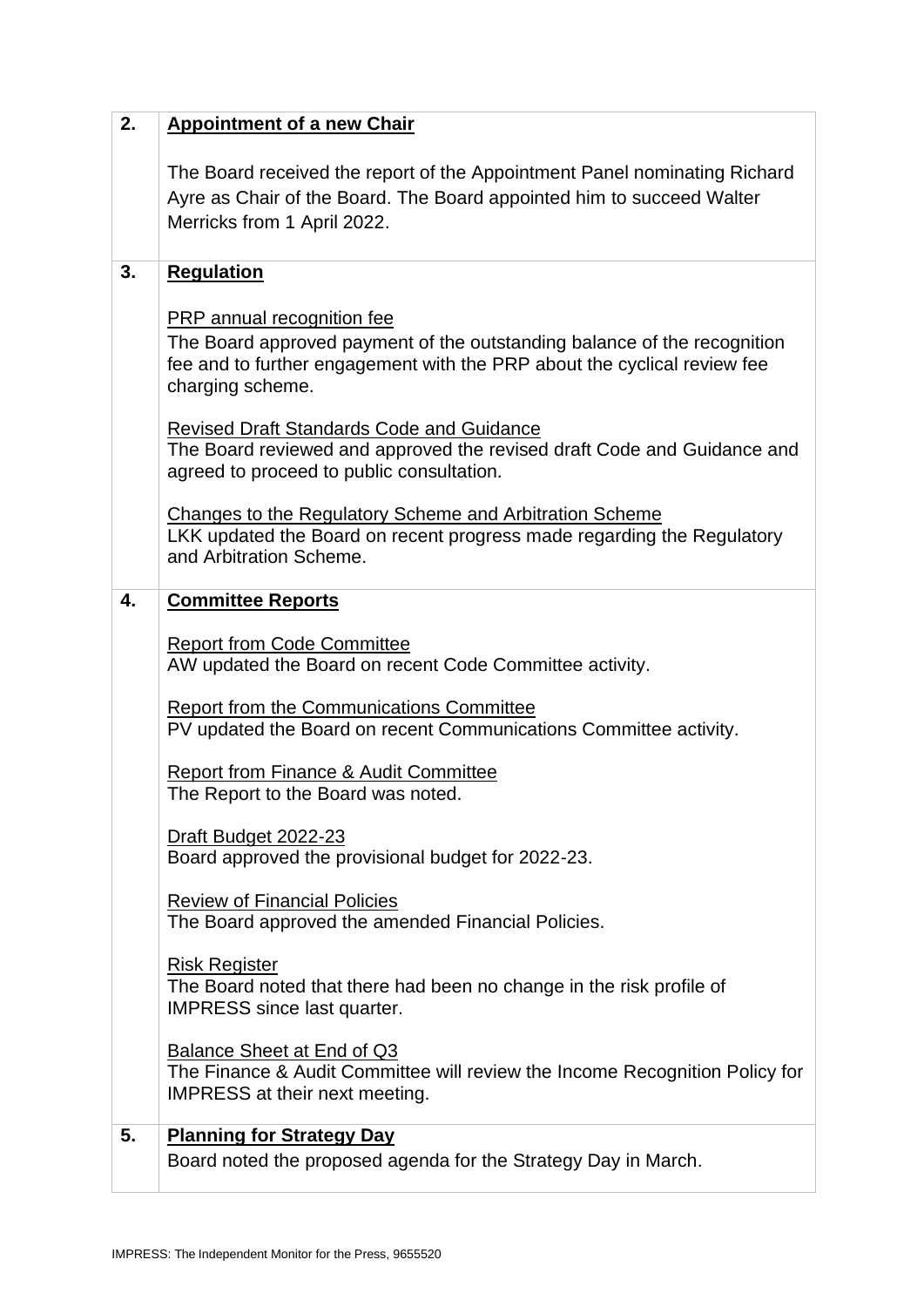| | |
|---|---|
| **2.** | **Appointment of a new Chair**<br><br>The Board received the report of the Appointment Panel nominating Richard Ayre as Chair of the Board. The Board appointed him to succeed Walter Merricks from 1 April 2022. |
| **3.** | **Regulation**<br><br>PRP annual recognition fee<br>The Board approved payment of the outstanding balance of the recognition fee and to further engagement with the PRP about the cyclical review fee charging scheme.<br><br>Revised Draft Standards Code and Guidance<br>The Board reviewed and approved the revised draft Code and Guidance and agreed to proceed to public consultation.<br><br>Changes to the Regulatory Scheme and Arbitration Scheme<br>LKK updated the Board on recent progress made regarding the Regulatory and Arbitration Scheme. |
| **4.** | **Committee Reports**<br><br>Report from Code Committee<br>AW updated the Board on recent Code Committee activity.<br><br>Report from the Communications Committee<br>PV updated the Board on recent Communications Committee activity.<br><br>Report from Finance & Audit Committee<br>The Report to the Board was noted.<br><br>Draft Budget 2022-23<br>Board approved the provisional budget for 2022-23.<br><br>Review of Financial Policies<br>The Board approved the amended Financial Policies.<br><br>Risk Register<br>The Board noted that there had been no change in the risk profile of IMPRESS since last quarter.<br><br>Balance Sheet at End of Q3<br>The Finance & Audit Committee will review the Income Recognition Policy for IMPRESS at their next meeting. |
| **5.** | **Planning for Strategy Day**<br>Board noted the proposed agenda for the Strategy Day in March. |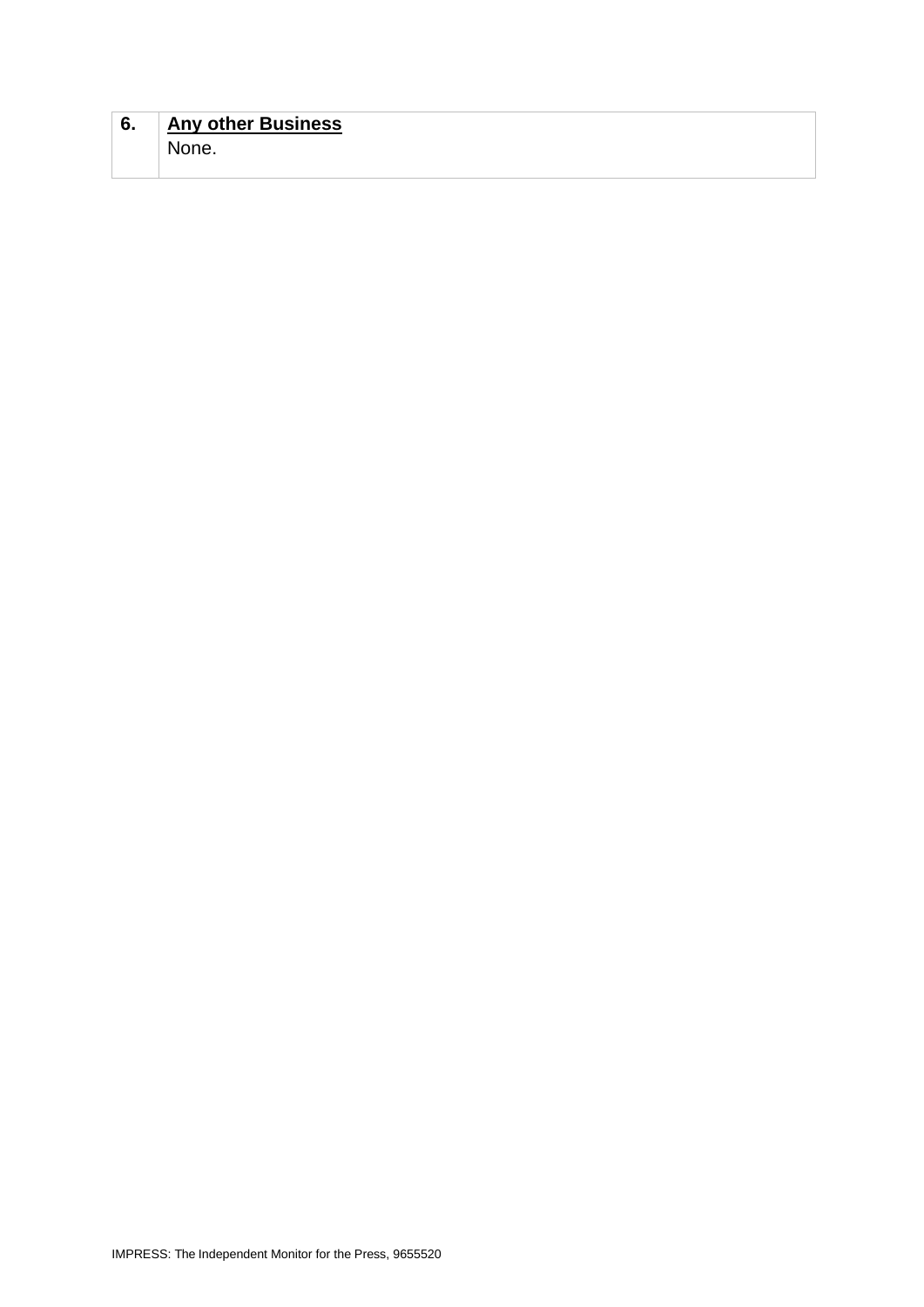| | |
|---|---|
| **6.** | **Any other Business**<br>None. |